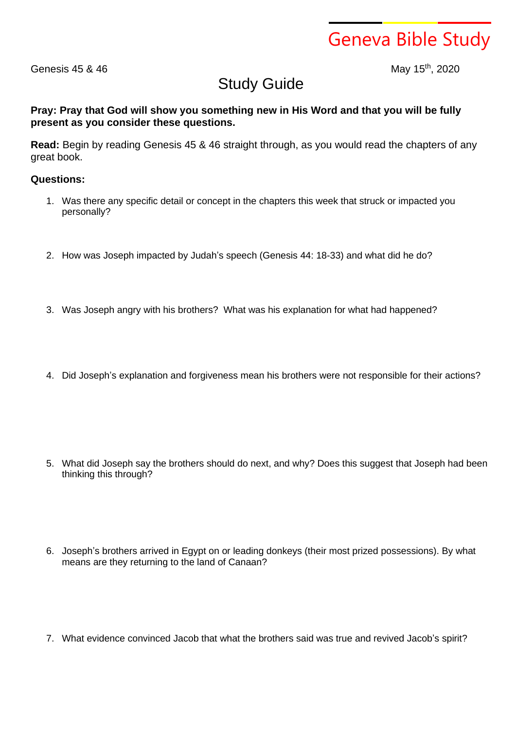Geneva Bible Study

Genesis 45 & 46

May 15th, 2020

# Study Guide

**Pray: Pray that God will show you something new in His Word and that you will be fully present as you consider these questions.**

**Read:** Begin by reading Genesis 45 & 46 straight through, as you would read the chapters of any great book.

**Questions:**

1. Was there any specific detail or concept in the chapters this week that struck or impacted you personally?

2. How was Joseph impacted by Judah's speech (Genesis 44: 18-33) and what did he do?

3. Was Joseph angry with his brothers? What was his explanation for what had happened?

4. Did Joseph's explanation and forgiveness mean his brothers were not responsible for their actions?

5. What did Joseph say the brothers should do next, and why? Does this suggest that Joseph had been thinking this through?

6. Joseph's brothers arrived in Egypt on or leading donkeys (their most prized possessions). By what means are they returning to the land of Canaan?

7. What evidence convinced Jacob that what the brothers said was true and revived Jacob's spirit?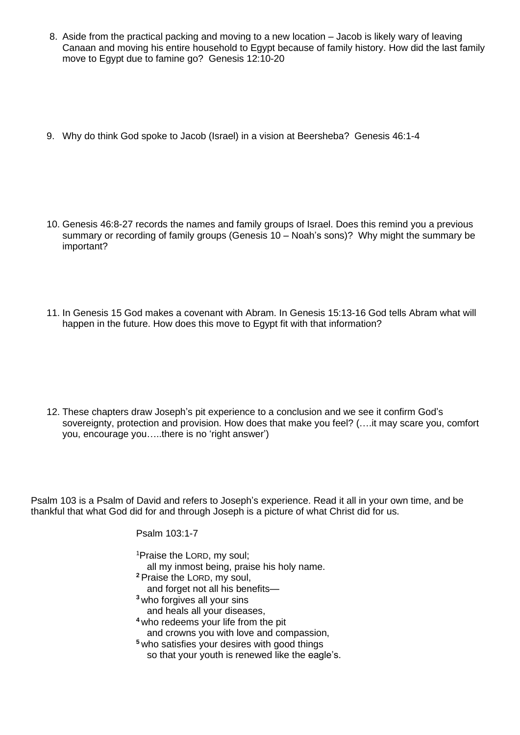8. Aside from the practical packing and moving to a new location – Jacob is likely wary of leaving Canaan and moving his entire household to Egypt because of family history. How did the last family move to Egypt due to famine go? Genesis 12:10-20

9. Why do think God spoke to Jacob (Israel) in a vision at Beersheba? Genesis 46:1-4

10. Genesis 46:8-27 records the names and family groups of Israel. Does this remind you a previous summary or recording of family groups (Genesis 10 – Noah's sons)? Why might the summary be important?

11. In Genesis 15 God makes a covenant with Abram. In Genesis 15:13-16 God tells Abram what will happen in the future. How does this move to Egypt fit with that information?

12. These chapters draw Joseph's pit experience to a conclusion and we see it confirm God's sovereignty, protection and provision. How does that make you feel? (….it may scare you, comfort you, encourage you…..there is no 'right answer')

Psalm 103 is a Psalm of David and refers to Joseph's experience. Read it all in your own time, and be thankful that what God did for and through Joseph is a picture of what Christ did for us.

Psalm 103:1-7

[1]Praise the LORD, my soul;
all my inmost being, praise his holy name.
**2** Praise the LORD, my soul,
and forget not all his benefits—
**3** who forgives all your sins
and heals all your diseases,
**4** who redeems your life from the pit
and crowns you with love and compassion,
**5** who satisfies your desires with good things
so that your youth is renewed like the eagle's.